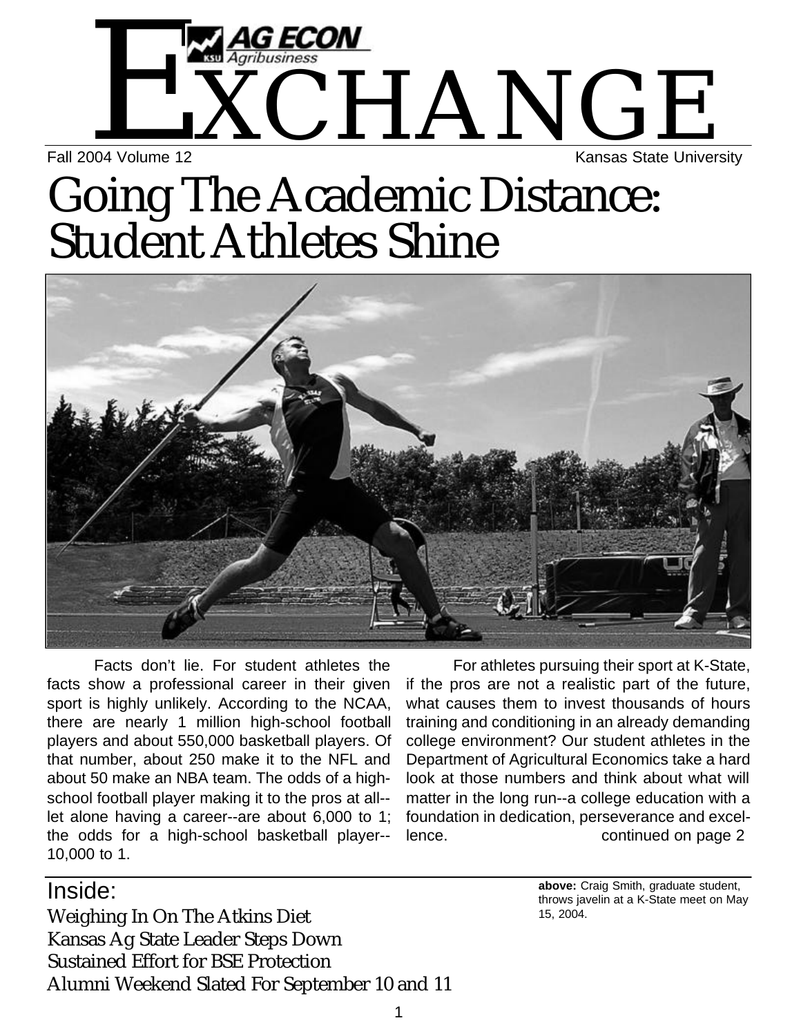# AG ECON KSU Agribusiness EXCHANGE

Fall 2004 Volume 12 Kansas State University

# Going The Academic Distance: Student Athletes Shine

above: Craig Smith, graduate student, throws javelin at a K-State meet on May 15, 2004.

Facts don't lie. For student athletes the facts show a professional career in their given sport is highly unlikely. According to the NCAA, there are nearly 1 million high-school football players and about 550,000 basketball players. Of that number, about 250 make it to the NFL and about 50 make an NBA team. The odds of a high-school football player making it to the pros at all--let alone having a career--are about 6,000 to 1; the odds for a high-school basketball player--10,000 to 1.

For athletes pursuing their sport at K-State, if the pros are not a realistic part of the future, what causes them to invest thousands of hours training and conditioning in an already demanding college environment? Our student athletes in the Department of Agricultural Economics take a hard look at those numbers and think about what will matter in the long run--a college education with a foundation in dedication, perseverance and excellence. continued on page 2

## Inside:

Weighing In On The Atkins Diet
Kansas Ag State Leader Steps Down
Sustained Effort for BSE Protection
Alumni Weekend Slated For September 10 and 11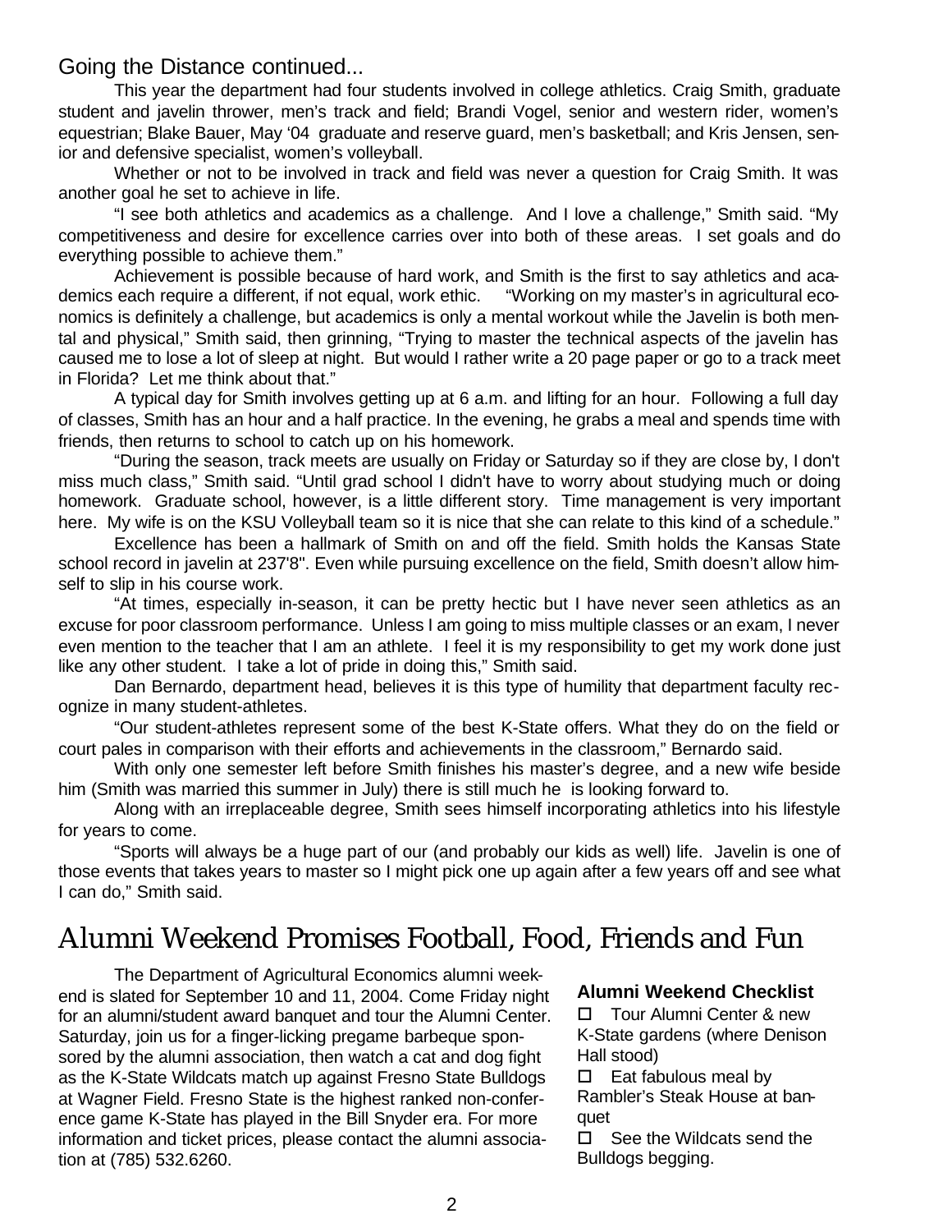## Going the Distance continued...

This year the department had four students involved in college athletics. Craig Smith, graduate student and javelin thrower, men's track and field; Brandi Vogel, senior and western rider, women's equestrian; Blake Bauer, May '04 graduate and reserve guard, men's basketball; and Kris Jensen, senior and defensive specialist, women's volleyball.

Whether or not to be involved in track and field was never a question for Craig Smith. It was another goal he set to achieve in life.

"I see both athletics and academics as a challenge. And I love a challenge," Smith said. "My competitiveness and desire for excellence carries over into both of these areas. I set goals and do everything possible to achieve them."

Achievement is possible because of hard work, and Smith is the first to say athletics and academics each require a different, if not equal, work ethic. "Working on my master's in agricultural economics is definitely a challenge, but academics is only a mental workout while the Javelin is both mental and physical," Smith said, then grinning, "Trying to master the technical aspects of the javelin has caused me to lose a lot of sleep at night. But would I rather write a 20 page paper or go to a track meet in Florida? Let me think about that."

A typical day for Smith involves getting up at 6 a.m. and lifting for an hour. Following a full day of classes, Smith has an hour and a half practice. In the evening, he grabs a meal and spends time with friends, then returns to school to catch up on his homework.

"During the season, track meets are usually on Friday or Saturday so if they are close by, I don't miss much class," Smith said. "Until grad school I didn't have to worry about studying much or doing homework. Graduate school, however, is a little different story. Time management is very important here. My wife is on the KSU Volleyball team so it is nice that she can relate to this kind of a schedule."

Excellence has been a hallmark of Smith on and off the field. Smith holds the Kansas State school record in javelin at 237'8". Even while pursuing excellence on the field, Smith doesn't allow himself to slip in his course work.

"At times, especially in-season, it can be pretty hectic but I have never seen athletics as an excuse for poor classroom performance. Unless I am going to miss multiple classes or an exam, I never even mention to the teacher that I am an athlete. I feel it is my responsibility to get my work done just like any other student. I take a lot of pride in doing this," Smith said.

Dan Bernardo, department head, believes it is this type of humility that department faculty recognize in many student-athletes.

"Our student-athletes represent some of the best K-State offers. What they do on the field or court pales in comparison with their efforts and achievements in the classroom," Bernardo said.

With only one semester left before Smith finishes his master's degree, and a new wife beside him (Smith was married this summer in July) there is still much he is looking forward to.

Along with an irreplaceable degree, Smith sees himself incorporating athletics into his lifestyle for years to come.

"Sports will always be a huge part of our (and probably our kids as well) life. Javelin is one of those events that takes years to master so I might pick one up again after a few years off and see what I can do," Smith said.

# Alumni Weekend Promises Football, Food, Friends and Fun

The Department of Agricultural Economics alumni weekend is slated for September 10 and 11, 2004. Come Friday night for an alumni/student award banquet and tour the Alumni Center. Saturday, join us for a finger-licking pregame barbeque sponsored by the alumni association, then watch a cat and dog fight as the K-State Wildcats match up against Fresno State Bulldogs at Wagner Field. Fresno State is the highest ranked non-conference game K-State has played in the Bill Snyder era. For more information and ticket prices, please contact the alumni association at (785) 532.6260.

**Alumni Weekend Checklist**

- ☐ Tour Alumni Center & new K-State gardens (where Denison Hall stood)
- ☐ Eat fabulous meal by Rambler's Steak House at banquet
- ☐ See the Wildcats send the Bulldogs begging.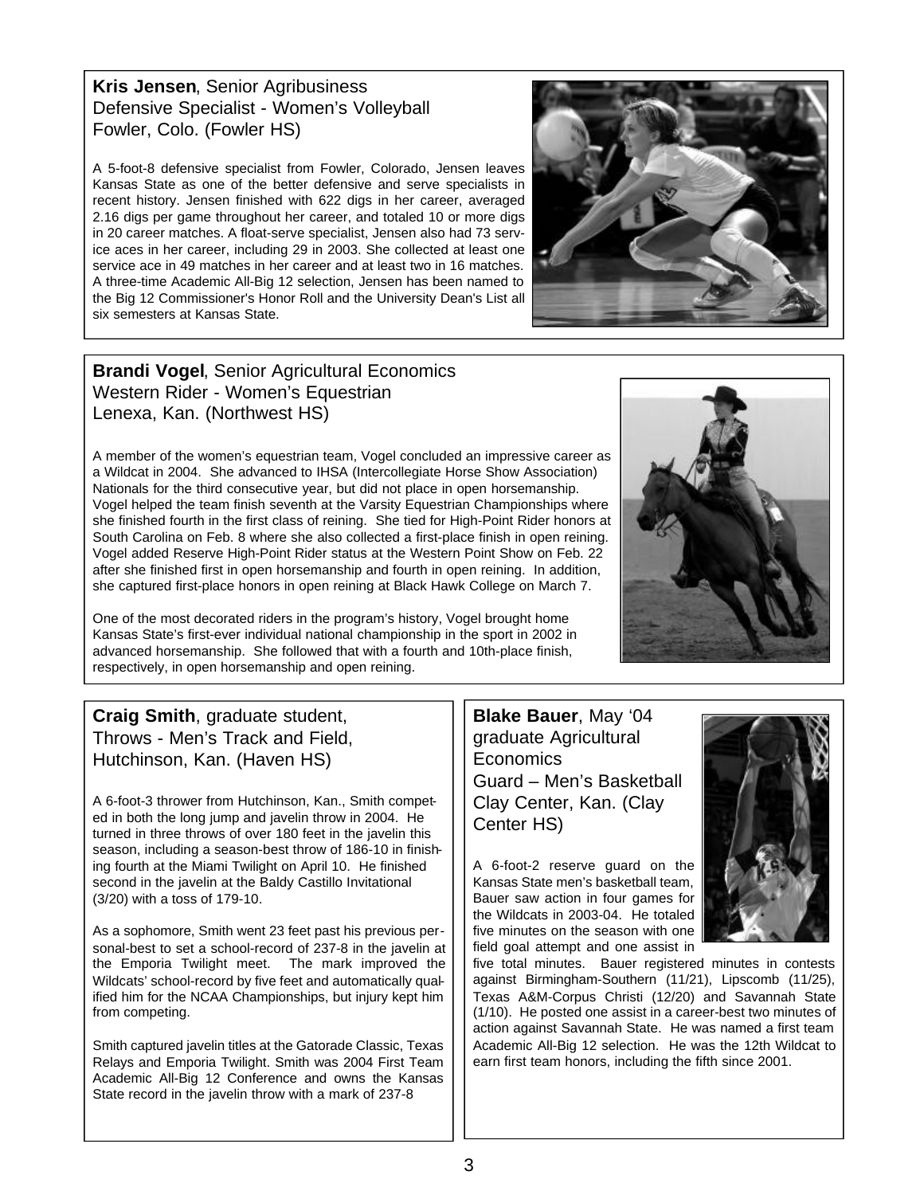**Kris Jensen**, Senior Agribusiness
Defensive Specialist - Women's Volleyball
Fowler, Colo. (Fowler HS)

A 5-foot-8 defensive specialist from Fowler, Colorado, Jensen leaves Kansas State as one of the better defensive and serve specialists in recent history. Jensen finished with 622 digs in her career, averaged 2.16 digs per game throughout her career, and totaled 10 or more digs in 20 career matches. A float-serve specialist, Jensen also had 73 service aces in her career, including 29 in 2003. She collected at least one service ace in 49 matches in her career and at least two in 16 matches. A three-time Academic All-Big 12 selection, Jensen has been named to the Big 12 Commissioner's Honor Roll and the University Dean's List all six semesters at Kansas State.

**Brandi Vogel**, Senior Agricultural Economics
Western Rider - Women's Equestrian
Lenexa, Kan. (Northwest HS)

A member of the women's equestrian team, Vogel concluded an impressive career as a Wildcat in 2004. She advanced to IHSA (Intercollegiate Horse Show Association) Nationals for the third consecutive year, but did not place in open horsemanship. Vogel helped the team finish seventh at the Varsity Equestrian Championships where she finished fourth in the first class of reining. She tied for High-Point Rider honors at South Carolina on Feb. 8 where she also collected a first-place finish in open reining. Vogel added Reserve High-Point Rider status at the Western Point Show on Feb. 22 after she finished first in open horsemanship and fourth in open reining. In addition, she captured first-place honors in open reining at Black Hawk College on March 7.

One of the most decorated riders in the program's history, Vogel brought home Kansas State's first-ever individual national championship in the sport in 2002 in advanced horsemanship. She followed that with a fourth and 10th-place finish, respectively, in open horsemanship and open reining.

**Craig Smith**, graduate student,
Throws - Men's Track and Field,
Hutchinson, Kan. (Haven HS)

A 6-foot-3 thrower from Hutchinson, Kan., Smith competed in both the long jump and javelin throw in 2004. He turned in three throws of over 180 feet in the javelin this season, including a season-best throw of 186-10 in finishing fourth at the Miami Twilight on April 10. He finished second in the javelin at the Baldy Castillo Invitational (3/20) with a toss of 179-10.

As a sophomore, Smith went 23 feet past his previous personal-best to set a school-record of 237-8 in the javelin at the Emporia Twilight meet. The mark improved the Wildcats' school-record by five feet and automatically qualified him for the NCAA Championships, but injury kept him from competing.

Smith captured javelin titles at the Gatorade Classic, Texas Relays and Emporia Twilight. Smith was 2004 First Team Academic All-Big 12 Conference and owns the Kansas State record in the javelin throw with a mark of 237-8

**Blake Bauer**, May '04 graduate Agricultural Economics
Guard – Men's Basketball
Clay Center, Kan. (Clay Center HS)

A 6-foot-2 reserve guard on the Kansas State men's basketball team, Bauer saw action in four games for the Wildcats in 2003-04. He totaled five minutes on the season with one field goal attempt and one assist in five total minutes. Bauer registered minutes in contests against Birmingham-Southern (11/21), Lipscomb (11/25), Texas A&M-Corpus Christi (12/20) and Savannah State (1/10). He posted one assist in a career-best two minutes of action against Savannah State. He was named a first team Academic All-Big 12 selection. He was the 12th Wildcat to earn first team honors, including the fifth since 2001.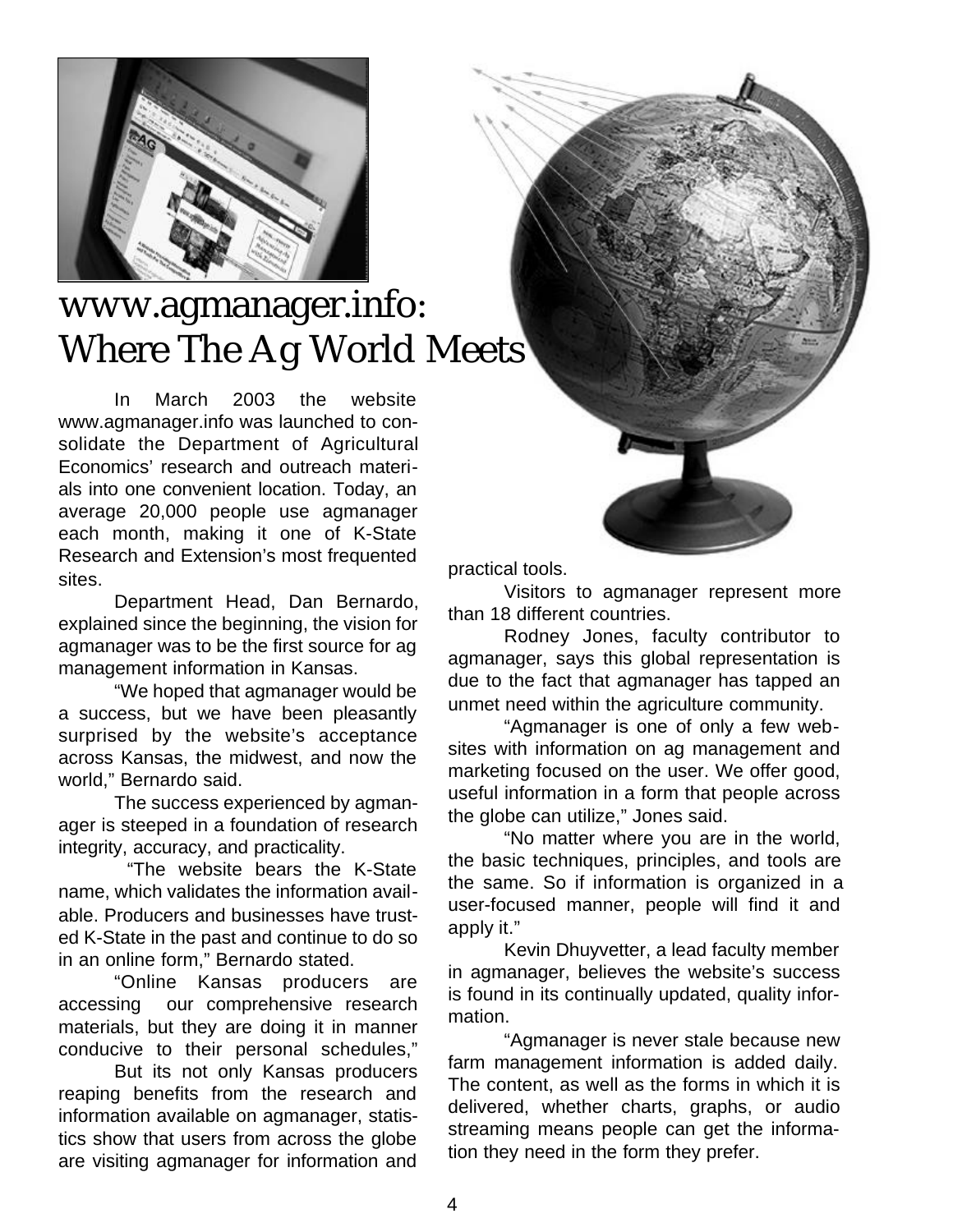# www.agmanager.info: Where The Ag World Meets

In March 2003 the website www.agmanager.info was launched to consolidate the Department of Agricultural Economics' research and outreach materials into one convenient location. Today, an average 20,000 people use agmanager each month, making it one of K-State Research and Extension's most frequented sites.

Department Head, Dan Bernardo, explained since the beginning, the vision for agmanager was to be the first source for ag management information in Kansas.

"We hoped that agmanager would be a success, but we have been pleasantly surprised by the website's acceptance across Kansas, the midwest, and now the world," Bernardo said.

The success experienced by agmanager is steeped in a foundation of research integrity, accuracy, and practicality.

"The website bears the K-State name, which validates the information available. Producers and businesses have trusted K-State in the past and continue to do so in an online form," Bernardo stated.

"Online Kansas producers are accessing our comprehensive research materials, but they are doing it in manner conducive to their personal schedules,"

But its not only Kansas producers reaping benefits from the research and information available on agmanager, statistics show that users from across the globe are visiting agmanager for information and practical tools.

Visitors to agmanager represent more than 18 different countries.

Rodney Jones, faculty contributor to agmanager, says this global representation is due to the fact that agmanager has tapped an unmet need within the agriculture community.

"Agmanager is one of only a few websites with information on ag management and marketing focused on the user. We offer good, useful information in a form that people across the globe can utilize," Jones said.

"No matter where you are in the world, the basic techniques, principles, and tools are the same. So if information is organized in a user-focused manner, people will find it and apply it."

Kevin Dhuyvetter, a lead faculty member in agmanager, believes the website's success is found in its continually updated, quality information.

"Agmanager is never stale because new farm management information is added daily. The content, as well as the forms in which it is delivered, whether charts, graphs, or audio streaming means people can get the information they need in the form they prefer.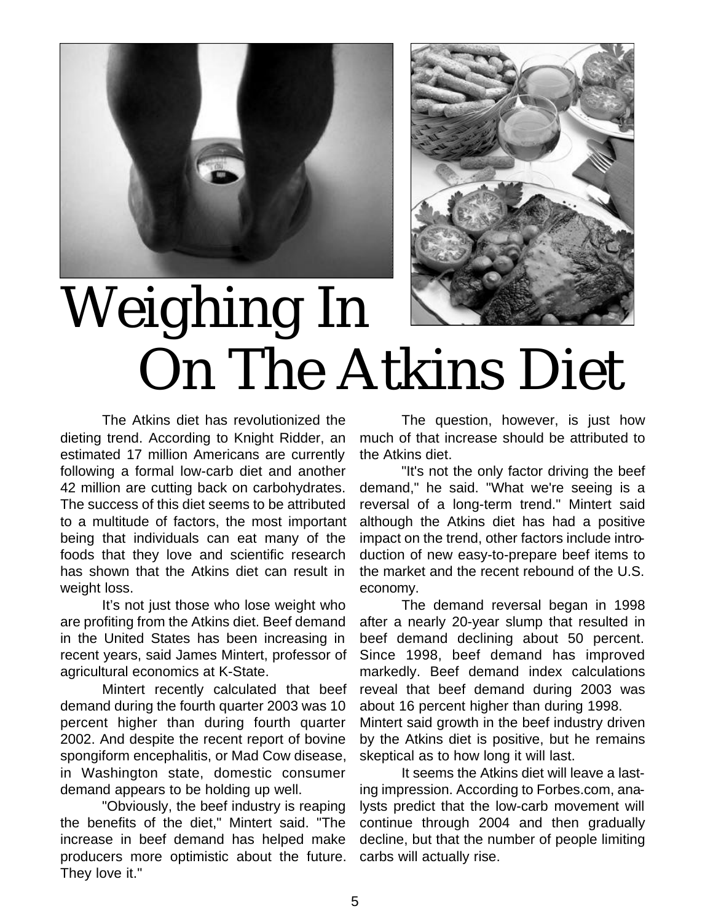# Weighing In On The Atkins Diet

The Atkins diet has revolutionized the dieting trend. According to Knight Ridder, an estimated 17 million Americans are currently following a formal low-carb diet and another 42 million are cutting back on carbohydrates. The success of this diet seems to be attributed to a multitude of factors, the most important being that individuals can eat many of the foods that they love and scientific research has shown that the Atkins diet can result in weight loss.

It's not just those who lose weight who are profiting from the Atkins diet. Beef demand in the United States has been increasing in recent years, said James Mintert, professor of agricultural economics at K-State.

Mintert recently calculated that beef demand during the fourth quarter 2003 was 10 percent higher than during fourth quarter 2002. And despite the recent report of bovine spongiform encephalitis, or Mad Cow disease, in Washington state, domestic consumer demand appears to be holding up well.

"Obviously, the beef industry is reaping the benefits of the diet," Mintert said. "The increase in beef demand has helped make producers more optimistic about the future. They love it."

The question, however, is just how much of that increase should be attributed to the Atkins diet.

"It's not the only factor driving the beef demand," he said. "What we're seeing is a reversal of a long-term trend." Mintert said although the Atkins diet has had a positive impact on the trend, other factors include introduction of new easy-to-prepare beef items to the market and the recent rebound of the U.S. economy.

The demand reversal began in 1998 after a nearly 20-year slump that resulted in beef demand declining about 50 percent. Since 1998, beef demand has improved markedly. Beef demand index calculations reveal that beef demand during 2003 was about 16 percent higher than during 1998.

Mintert said growth in the beef industry driven by the Atkins diet is positive, but he remains skeptical as to how long it will last.

It seems the Atkins diet will leave a lasting impression. According to Forbes.com, analysts predict that the low-carb movement will continue through 2004 and then gradually decline, but that the number of people limiting carbs will actually rise.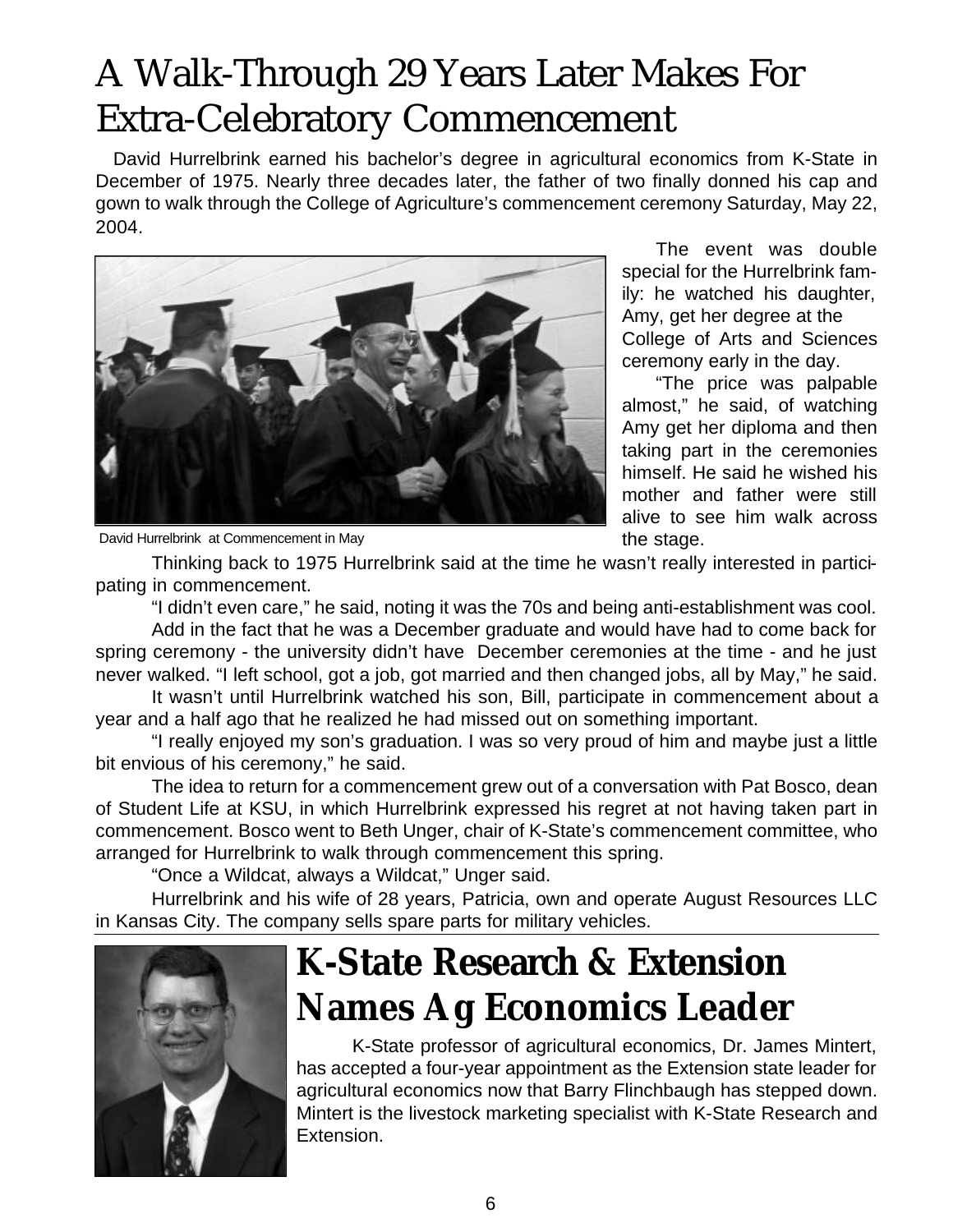# A Walk-Through 29 Years Later Makes For Extra-Celebratory Commencement

David Hurrelbrink earned his bachelor's degree in agricultural economics from K-State in December of 1975. Nearly three decades later, the father of two finally donned his cap and gown to walk through the College of Agriculture's commencement ceremony Saturday, May 22, 2004.

David Hurrelbrink at Commencement in May

The event was double special for the Hurrelbrink family: he watched his daughter, Amy, get her degree at the College of Arts and Sciences ceremony early in the day.

"The price was palpable almost," he said, of watching Amy get her diploma and then taking part in the ceremonies himself. He said he wished his mother and father were still alive to see him walk across the stage.

Thinking back to 1975 Hurrelbrink said at the time he wasn't really interested in participating in commencement.

"I didn't even care," he said, noting it was the 70s and being anti-establishment was cool.

Add in the fact that he was a December graduate and would have had to come back for spring ceremony - the university didn't have December ceremonies at the time - and he just never walked. "I left school, got a job, got married and then changed jobs, all by May," he said.

It wasn't until Hurrelbrink watched his son, Bill, participate in commencement about a year and a half ago that he realized he had missed out on something important.

"I really enjoyed my son's graduation. I was so very proud of him and maybe just a little bit envious of his ceremony," he said.

The idea to return for a commencement grew out of a conversation with Pat Bosco, dean of Student Life at KSU, in which Hurrelbrink expressed his regret at not having taken part in commencement. Bosco went to Beth Unger, chair of K-State's commencement committee, who arranged for Hurrelbrink to walk through commencement this spring.

"Once a Wildcat, always a Wildcat," Unger said.

Hurrelbrink and his wife of 28 years, Patricia, own and operate August Resources LLC in Kansas City. The company sells spare parts for military vehicles.

# K-State Research & Extension Names Ag Economics Leader

K-State professor of agricultural economics, Dr. James Mintert, has accepted a four-year appointment as the Extension state leader for agricultural economics now that Barry Flinchbaugh has stepped down. Mintert is the livestock marketing specialist with K-State Research and Extension.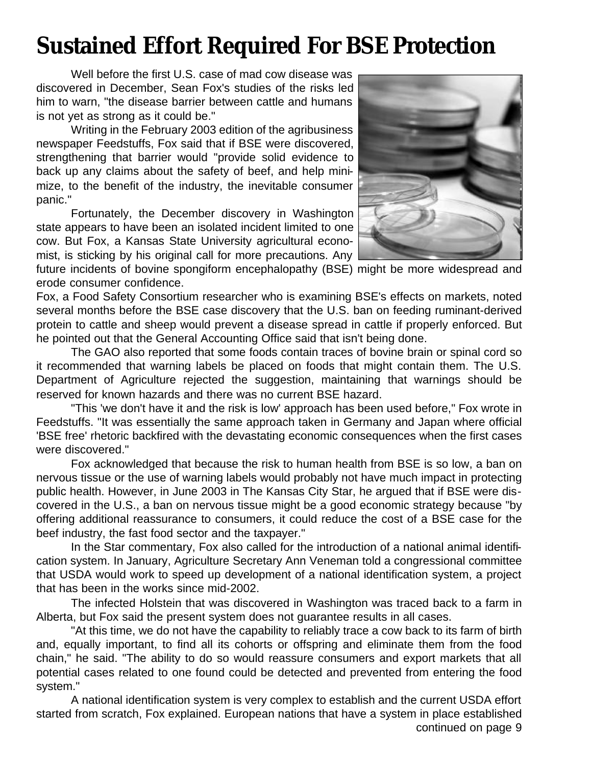# Sustained Effort Required For BSE Protection

Well before the first U.S. case of mad cow disease was discovered in December, Sean Fox's studies of the risks led him to warn, "the disease barrier between cattle and humans is not yet as strong as it could be."

Writing in the February 2003 edition of the agribusiness newspaper Feedstuffs, Fox said that if BSE were discovered, strengthening that barrier would "provide solid evidence to back up any claims about the safety of beef, and help minimize, to the benefit of the industry, the inevitable consumer panic."

Fortunately, the December discovery in Washington state appears to have been an isolated incident limited to one cow. But Fox, a Kansas State University agricultural economist, is sticking by his original call for more precautions. Any future incidents of bovine spongiform encephalopathy (BSE) might be more widespread and erode consumer confidence.

Fox, a Food Safety Consortium researcher who is examining BSE's effects on markets, noted several months before the BSE case discovery that the U.S. ban on feeding ruminant-derived protein to cattle and sheep would prevent a disease spread in cattle if properly enforced. But he pointed out that the General Accounting Office said that isn't being done.

The GAO also reported that some foods contain traces of bovine brain or spinal cord so it recommended that warning labels be placed on foods that might contain them. The U.S. Department of Agriculture rejected the suggestion, maintaining that warnings should be reserved for known hazards and there was no current BSE hazard.

"This 'we don't have it and the risk is low' approach has been used before," Fox wrote in Feedstuffs. "It was essentially the same approach taken in Germany and Japan where official 'BSE free' rhetoric backfired with the devastating economic consequences when the first cases were discovered."

Fox acknowledged that because the risk to human health from BSE is so low, a ban on nervous tissue or the use of warning labels would probably not have much impact in protecting public health. However, in June 2003 in The Kansas City Star, he argued that if BSE were discovered in the U.S., a ban on nervous tissue might be a good economic strategy because "by offering additional reassurance to consumers, it could reduce the cost of a BSE case for the beef industry, the fast food sector and the taxpayer."

In the Star commentary, Fox also called for the introduction of a national animal identification system. In January, Agriculture Secretary Ann Veneman told a congressional committee that USDA would work to speed up development of a national identification system, a project that has been in the works since mid-2002.

The infected Holstein that was discovered in Washington was traced back to a farm in Alberta, but Fox said the present system does not guarantee results in all cases.

"At this time, we do not have the capability to reliably trace a cow back to its farm of birth and, equally important, to find all its cohorts or offspring and eliminate them from the food chain," he said. "The ability to do so would reassure consumers and export markets that all potential cases related to one found could be detected and prevented from entering the food system."

A national identification system is very complex to establish and the current USDA effort started from scratch, Fox explained. European nations that have a system in place established

continued on page 9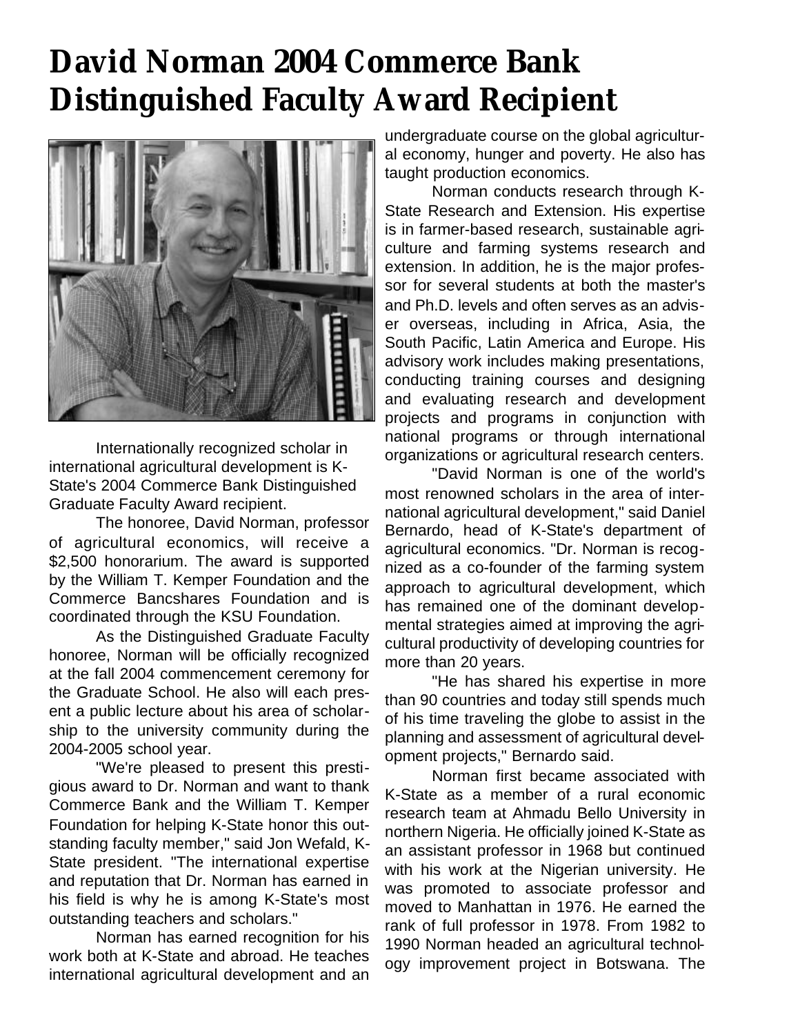# David Norman 2004 Commerce Bank Distinguished Faculty Award Recipient

Internationally recognized scholar in international agricultural development is K-State's 2004 Commerce Bank Distinguished Graduate Faculty Award recipient.

The honoree, David Norman, professor of agricultural economics, will receive a $2,500 honorarium. The award is supported by the William T. Kemper Foundation and the Commerce Bancshares Foundation and is coordinated through the KSU Foundation.

As the Distinguished Graduate Faculty honoree, Norman will be officially recognized at the fall 2004 commencement ceremony for the Graduate School. He also will each present a public lecture about his area of scholarship to the university community during the 2004-2005 school year.

"We're pleased to present this prestigious award to Dr. Norman and want to thank Commerce Bank and the William T. Kemper Foundation for helping K-State honor this outstanding faculty member," said Jon Wefald, K-State president. "The international expertise and reputation that Dr. Norman has earned in his field is why he is among K-State's most outstanding teachers and scholars."

Norman has earned recognition for his work both at K-State and abroad. He teaches international agricultural development and an undergraduate course on the global agricultural economy, hunger and poverty. He also has taught production economics.

Norman conducts research through K-State Research and Extension. His expertise is in farmer-based research, sustainable agriculture and farming systems research and extension. In addition, he is the major professor for several students at both the master's and Ph.D. levels and often serves as an adviser overseas, including in Africa, Asia, the South Pacific, Latin America and Europe. His advisory work includes making presentations, conducting training courses and designing and evaluating research and development projects and programs in conjunction with national programs or through international organizations or agricultural research centers.

"David Norman is one of the world's most renowned scholars in the area of international agricultural development," said Daniel Bernardo, head of K-State's department of agricultural economics. "Dr. Norman is recognized as a co-founder of the farming system approach to agricultural development, which has remained one of the dominant developmental strategies aimed at improving the agricultural productivity of developing countries for more than 20 years.

"He has shared his expertise in more than 90 countries and today still spends much of his time traveling the globe to assist in the planning and assessment of agricultural development projects," Bernardo said.

Norman first became associated with K-State as a member of a rural economic research team at Ahmadu Bello University in northern Nigeria. He officially joined K-State as an assistant professor in 1968 but continued with his work at the Nigerian university. He was promoted to associate professor and moved to Manhattan in 1976. He earned the rank of full professor in 1978. From 1982 to 1990 Norman headed an agricultural technology improvement project in Botswana. The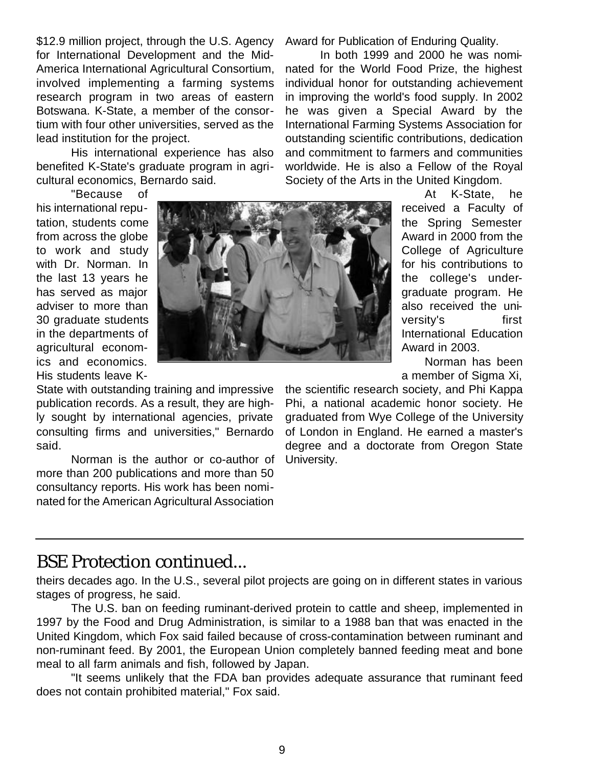$12.9 million project, through the U.S. Agency for International Development and the Mid-America International Agricultural Consortium, involved implementing a farming systems research program in two areas of eastern Botswana. K-State, a member of the consortium with four other universities, served as the lead institution for the project.

His international experience has also benefited K-State's graduate program in agricultural economics, Bernardo said.

"Because of his international reputation, students come from across the globe to work and study with Dr. Norman. In the last 13 years he has served as major adviser to more than 30 graduate students in the departments of agricultural economics and economics. His students leave K-State with outstanding training and impressive publication records. As a result, they are highly sought by international agencies, private consulting firms and universities," Bernardo said.

Norman is the author or co-author of more than 200 publications and more than 50 consultancy reports. His work has been nominated for the American Agricultural Association Award for Publication of Enduring Quality.

In both 1999 and 2000 he was nominated for the World Food Prize, the highest individual honor for outstanding achievement in improving the world's food supply. In 2002 he was given a Special Award by the International Farming Systems Association for outstanding scientific contributions, dedication and commitment to farmers and communities worldwide. He is also a Fellow of the Royal Society of the Arts in the United Kingdom.

At K-State, he received a Faculty of the Spring Semester Award in 2000 from the College of Agriculture for his contributions to the college's undergraduate program. He also received the university's first International Education Award in 2003.

Norman has been a member of Sigma Xi, the scientific research society, and Phi Kappa Phi, a national academic honor society. He graduated from Wye College of the University of London in England. He earned a master's degree and a doctorate from Oregon State University.

## BSE Protection continued...

theirs decades ago. In the U.S., several pilot projects are going on in different states in various stages of progress, he said.

The U.S. ban on feeding ruminant-derived protein to cattle and sheep, implemented in 1997 by the Food and Drug Administration, is similar to a 1988 ban that was enacted in the United Kingdom, which Fox said failed because of cross-contamination between ruminant and non-ruminant feed. By 2001, the European Union completely banned feeding meat and bone meal to all farm animals and fish, followed by Japan.

"It seems unlikely that the FDA ban provides adequate assurance that ruminant feed does not contain prohibited material," Fox said.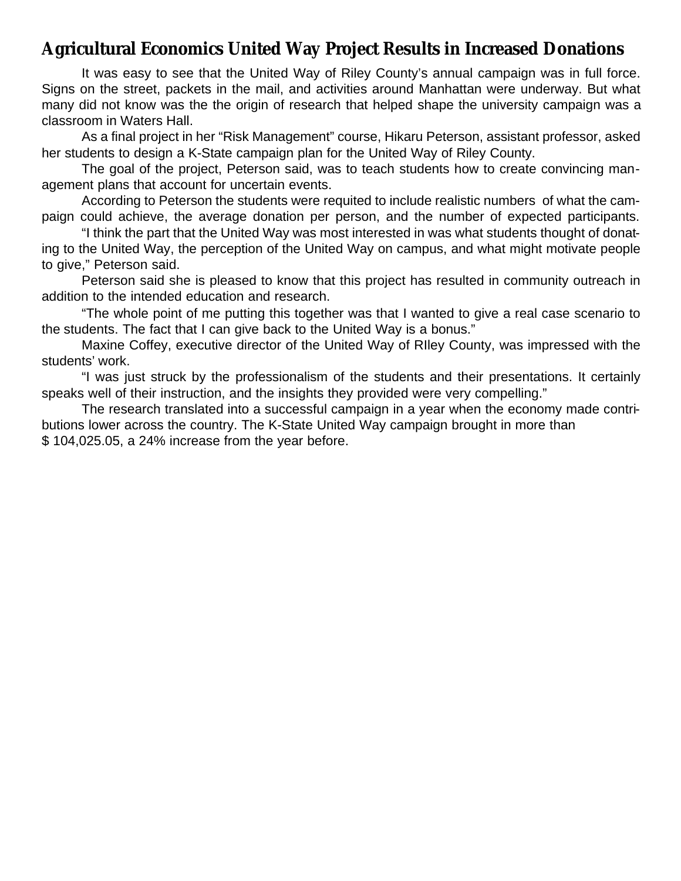## Agricultural Economics United Way Project Results in Increased Donations

It was easy to see that the United Way of Riley County's annual campaign was in full force. Signs on the street, packets in the mail, and activities around Manhattan were underway. But what many did not know was the the origin of research that helped shape the university campaign was a classroom in Waters Hall.

As a final project in her "Risk Management" course, Hikaru Peterson, assistant professor, asked her students to design a K-State campaign plan for the United Way of Riley County.

The goal of the project, Peterson said, was to teach students how to create convincing management plans that account for uncertain events.

According to Peterson the students were requited to include realistic numbers of what the campaign could achieve, the average donation per person, and the number of expected participants.

"I think the part that the United Way was most interested in was what students thought of donating to the United Way, the perception of the United Way on campus, and what might motivate people to give," Peterson said.

Peterson said she is pleased to know that this project has resulted in community outreach in addition to the intended education and research.

"The whole point of me putting this together was that I wanted to give a real case scenario to the students. The fact that I can give back to the United Way is a bonus."

Maxine Coffey, executive director of the United Way of RIley County, was impressed with the students' work.

"I was just struck by the professionalism of the students and their presentations. It certainly speaks well of their instruction, and the insights they provided were very compelling."

The research translated into a successful campaign in a year when the economy made contributions lower across the country. The K-State United Way campaign brought in more than $ 104,025.05, a 24% increase from the year before.